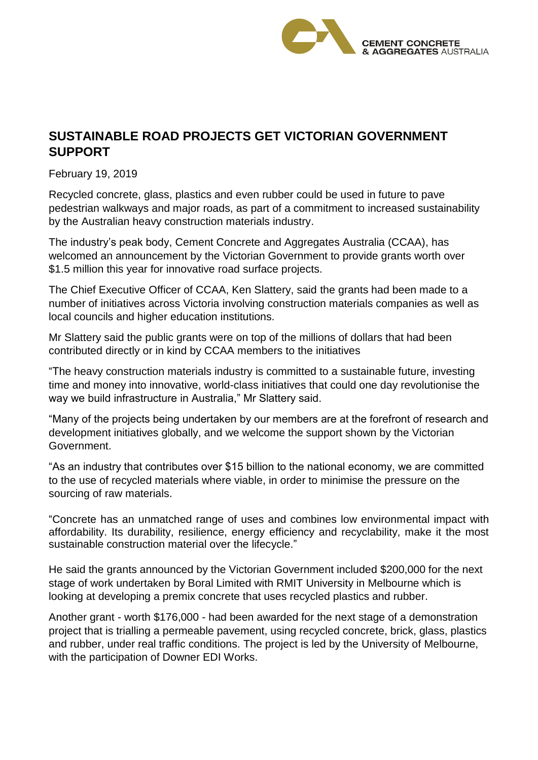CEMENT CONCRETE & AGGREGATES AUSTRALIA

## SUSTAINABLE ROAD PROJECTS GET VICTORIAN GOVERNMENT SUPPORT

February 19, 2019

Recycled concrete, glass, plastics and even rubber could be used in future to pave pedestrian walkways and major roads, as part of a commitment to increased sustainability by the Australian heavy construction materials industry.

The industry's peak body, Cement Concrete and Aggregates Australia (CCAA), has welcomed an announcement by the Victorian Government to provide grants worth over $1.5 million this year for innovative road surface projects.

The Chief Executive Officer of CCAA, Ken Slattery, said the grants had been made to a number of initiatives across Victoria involving construction materials companies as well as local councils and higher education institutions.

Mr Slattery said the public grants were on top of the millions of dollars that had been contributed directly or in kind by CCAA members to the initiatives

"The heavy construction materials industry is committed to a sustainable future, investing time and money into innovative, world-class initiatives that could one day revolutionise the way we build infrastructure in Australia," Mr Slattery said.

"Many of the projects being undertaken by our members are at the forefront of research and development initiatives globally, and we welcome the support shown by the Victorian Government.

"As an industry that contributes over $15 billion to the national economy, we are committed to the use of recycled materials where viable, in order to minimise the pressure on the sourcing of raw materials.

"Concrete has an unmatched range of uses and combines low environmental impact with affordability. Its durability, resilience, energy efficiency and recyclability, make it the most sustainable construction material over the lifecycle."

He said the grants announced by the Victorian Government included $200,000 for the next stage of work undertaken by Boral Limited with RMIT University in Melbourne which is looking at developing a premix concrete that uses recycled plastics and rubber.

Another grant - worth $176,000 - had been awarded for the next stage of a demonstration project that is trialling a permeable pavement, using recycled concrete, brick, glass, plastics and rubber, under real traffic conditions. The project is led by the University of Melbourne, with the participation of Downer EDI Works.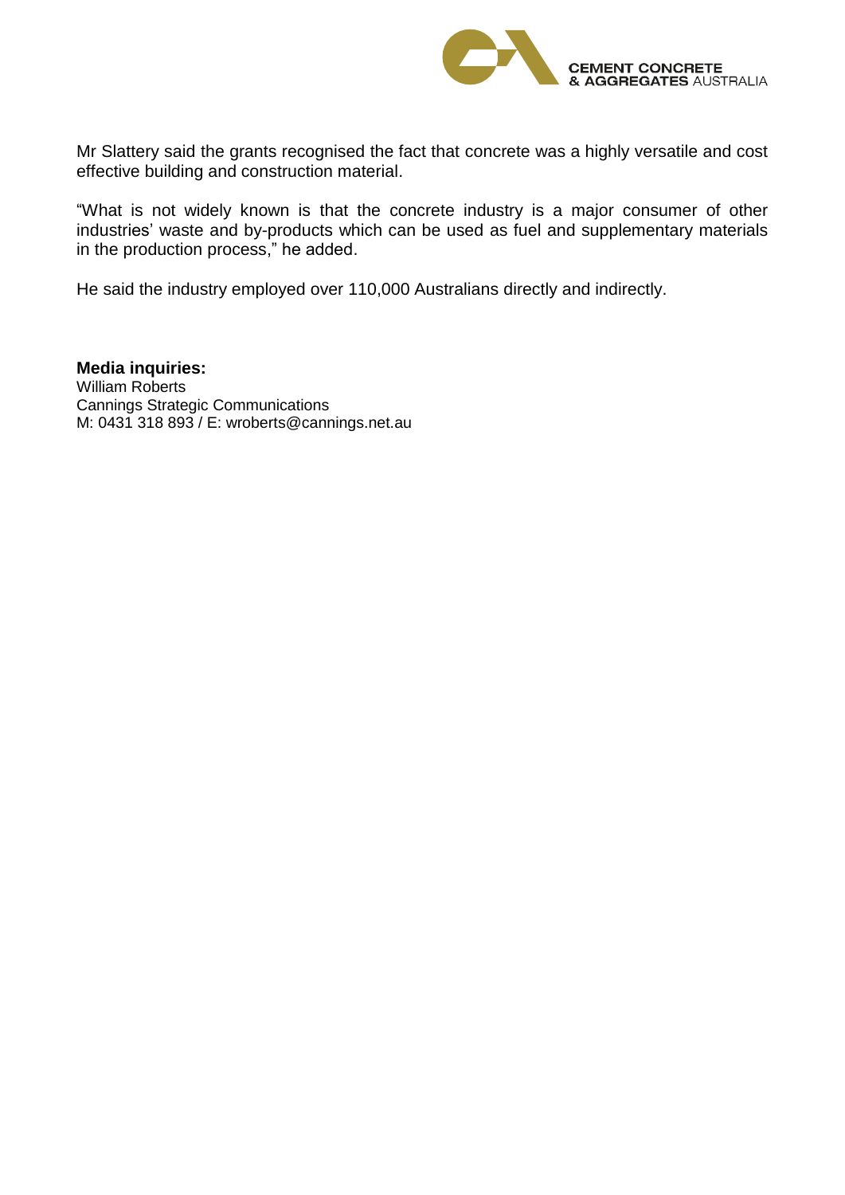Mr Slattery said the grants recognised the fact that concrete was a highly versatile and cost effective building and construction material.

"What is not widely known is that the concrete industry is a major consumer of other industries' waste and by-products which can be used as fuel and supplementary materials in the production process," he added.

He said the industry employed over 110,000 Australians directly and indirectly.

**Media inquiries:**
William Roberts
Cannings Strategic Communications
M: 0431 318 893 / E: wroberts@cannings.net.au